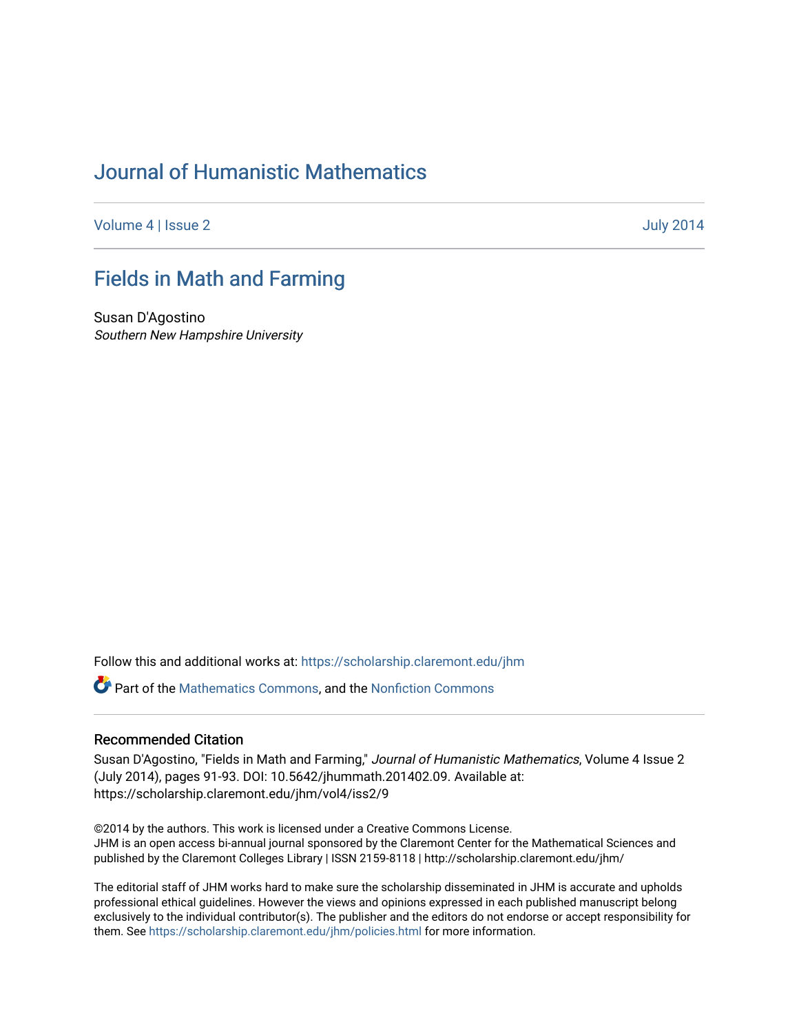# Journal of Humanistic Mathematics

Volume 4 | Issue 2 — July 2014

## Fields in Math and Farming

Susan D'Agostino
*Southern New Hampshire University*

Follow this and additional works at: https://scholarship.claremont.edu/jhm

Part of the Mathematics Commons, and the Nonfiction Commons

### Recommended Citation

Susan D'Agostino, "Fields in Math and Farming," *Journal of Humanistic Mathematics*, Volume 4 Issue 2 (July 2014), pages 91-93. DOI: 10.5642/jhummath.201402.09. Available at: https://scholarship.claremont.edu/jhm/vol4/iss2/9

©2014 by the authors. This work is licensed under a Creative Commons License.
JHM is an open access bi-annual journal sponsored by the Claremont Center for the Mathematical Sciences and published by the Claremont Colleges Library | ISSN 2159-8118 | http://scholarship.claremont.edu/jhm/

The editorial staff of JHM works hard to make sure the scholarship disseminated in JHM is accurate and upholds professional ethical guidelines. However the views and opinions expressed in each published manuscript belong exclusively to the individual contributor(s). The publisher and the editors do not endorse or accept responsibility for them. See https://scholarship.claremont.edu/jhm/policies.html for more information.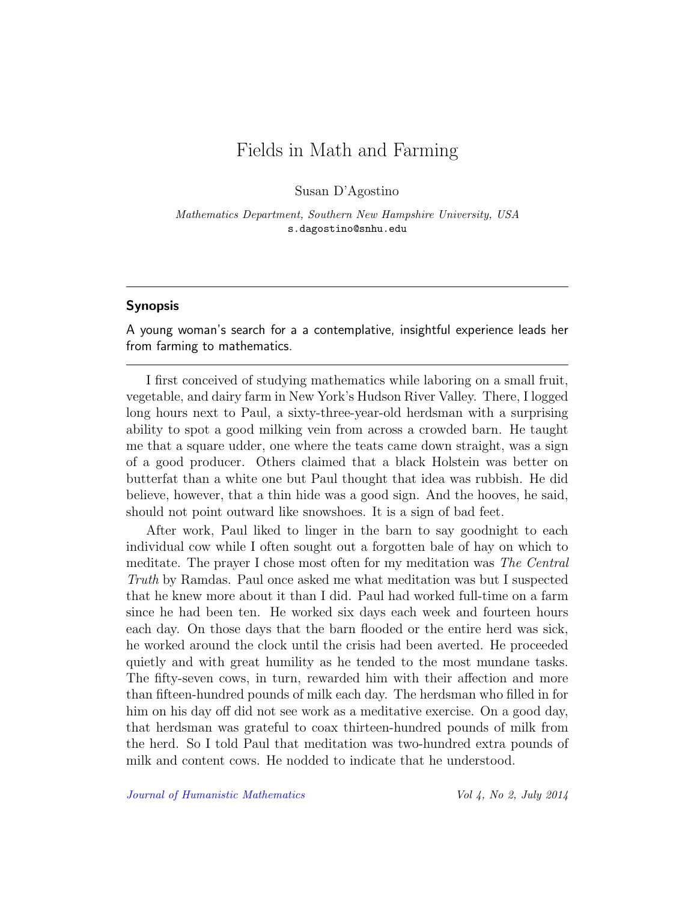# Fields in Math and Farming

Susan D'Agostino

*Mathematics Department, Southern New Hampshire University, USA*
s.dagostino@snhu.edu

---

## Synopsis

A young woman's search for a a contemplative, insightful experience leads her from farming to mathematics.

---

I first conceived of studying mathematics while laboring on a small fruit, vegetable, and dairy farm in New York's Hudson River Valley. There, I logged long hours next to Paul, a sixty-three-year-old herdsman with a surprising ability to spot a good milking vein from across a crowded barn. He taught me that a square udder, one where the teats came down straight, was a sign of a good producer. Others claimed that a black Holstein was better on butterfat than a white one but Paul thought that idea was rubbish. He did believe, however, that a thin hide was a good sign. And the hooves, he said, should not point outward like snowshoes. It is a sign of bad feet.

After work, Paul liked to linger in the barn to say goodnight to each individual cow while I often sought out a forgotten bale of hay on which to meditate. The prayer I chose most often for my meditation was *The Central Truth* by Ramdas. Paul once asked me what meditation was but I suspected that he knew more about it than I did. Paul had worked full-time on a farm since he had been ten. He worked six days each week and fourteen hours each day. On those days that the barn flooded or the entire herd was sick, he worked around the clock until the crisis had been averted. He proceeded quietly and with great humility as he tended to the most mundane tasks. The fifty-seven cows, in turn, rewarded him with their affection and more than fifteen-hundred pounds of milk each day. The herdsman who filled in for him on his day off did not see work as a meditative exercise. On a good day, that herdsman was grateful to coax thirteen-hundred pounds of milk from the herd. So I told Paul that meditation was two-hundred extra pounds of milk and content cows. He nodded to indicate that he understood.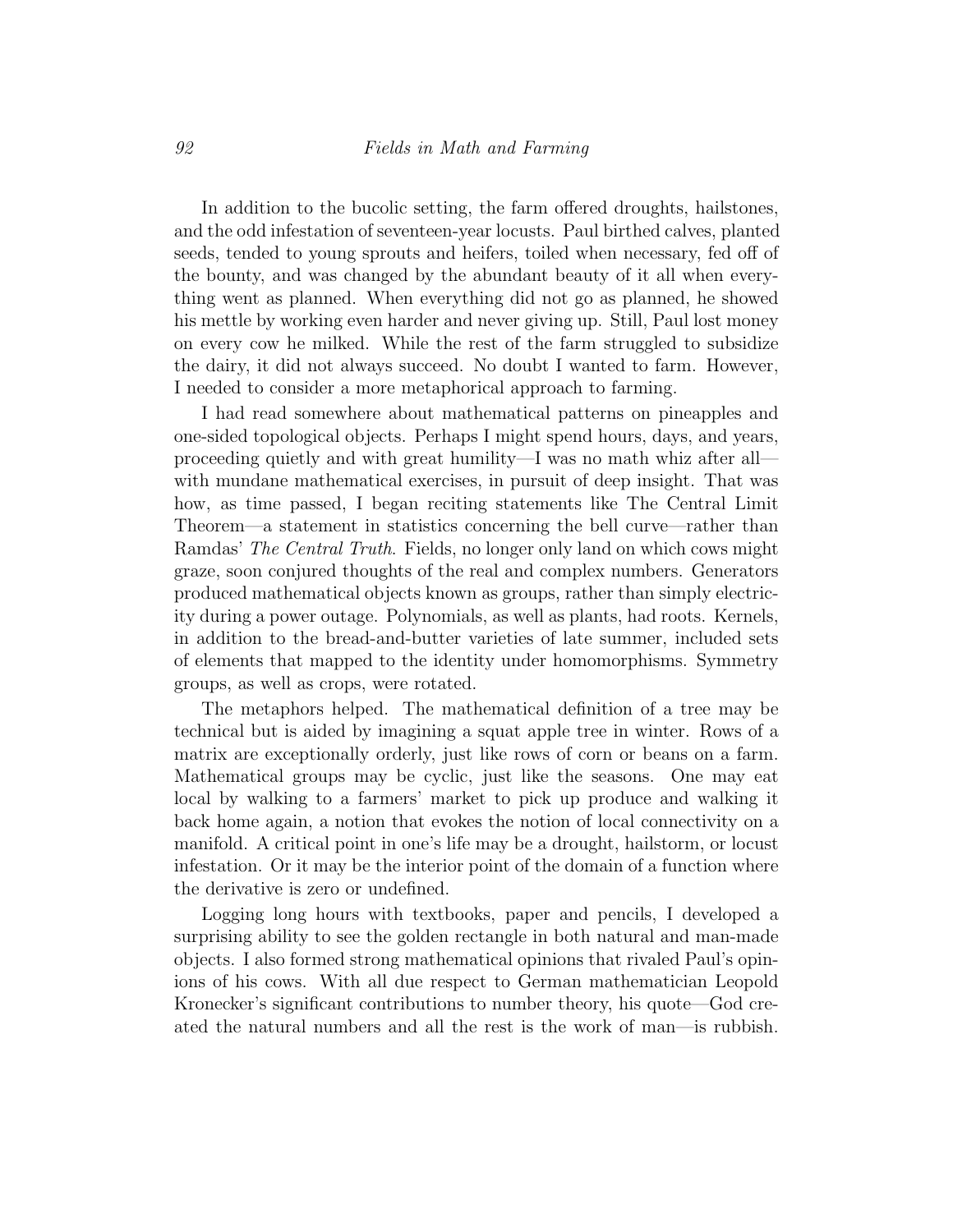In addition to the bucolic setting, the farm offered droughts, hailstones, and the odd infestation of seventeen-year locusts. Paul birthed calves, planted seeds, tended to young sprouts and heifers, toiled when necessary, fed off of the bounty, and was changed by the abundant beauty of it all when everything went as planned. When everything did not go as planned, he showed his mettle by working even harder and never giving up. Still, Paul lost money on every cow he milked. While the rest of the farm struggled to subsidize the dairy, it did not always succeed. No doubt I wanted to farm. However, I needed to consider a more metaphorical approach to farming.

I had read somewhere about mathematical patterns on pineapples and one-sided topological objects. Perhaps I might spend hours, days, and years, proceeding quietly and with great humility—I was no math whiz after all—with mundane mathematical exercises, in pursuit of deep insight. That was how, as time passed, I began reciting statements like The Central Limit Theorem—a statement in statistics concerning the bell curve—rather than Ramdas' *The Central Truth*. Fields, no longer only land on which cows might graze, soon conjured thoughts of the real and complex numbers. Generators produced mathematical objects known as groups, rather than simply electricity during a power outage. Polynomials, as well as plants, had roots. Kernels, in addition to the bread-and-butter varieties of late summer, included sets of elements that mapped to the identity under homomorphisms. Symmetry groups, as well as crops, were rotated.

The metaphors helped. The mathematical definition of a tree may be technical but is aided by imagining a squat apple tree in winter. Rows of a matrix are exceptionally orderly, just like rows of corn or beans on a farm. Mathematical groups may be cyclic, just like the seasons. One may eat local by walking to a farmers' market to pick up produce and walking it back home again, a notion that evokes the notion of local connectivity on a manifold. A critical point in one's life may be a drought, hailstorm, or locust infestation. Or it may be the interior point of the domain of a function where the derivative is zero or undefined.

Logging long hours with textbooks, paper and pencils, I developed a surprising ability to see the golden rectangle in both natural and man-made objects. I also formed strong mathematical opinions that rivaled Paul's opinions of his cows. With all due respect to German mathematician Leopold Kronecker's significant contributions to number theory, his quote—God created the natural numbers and all the rest is the work of man—is rubbish.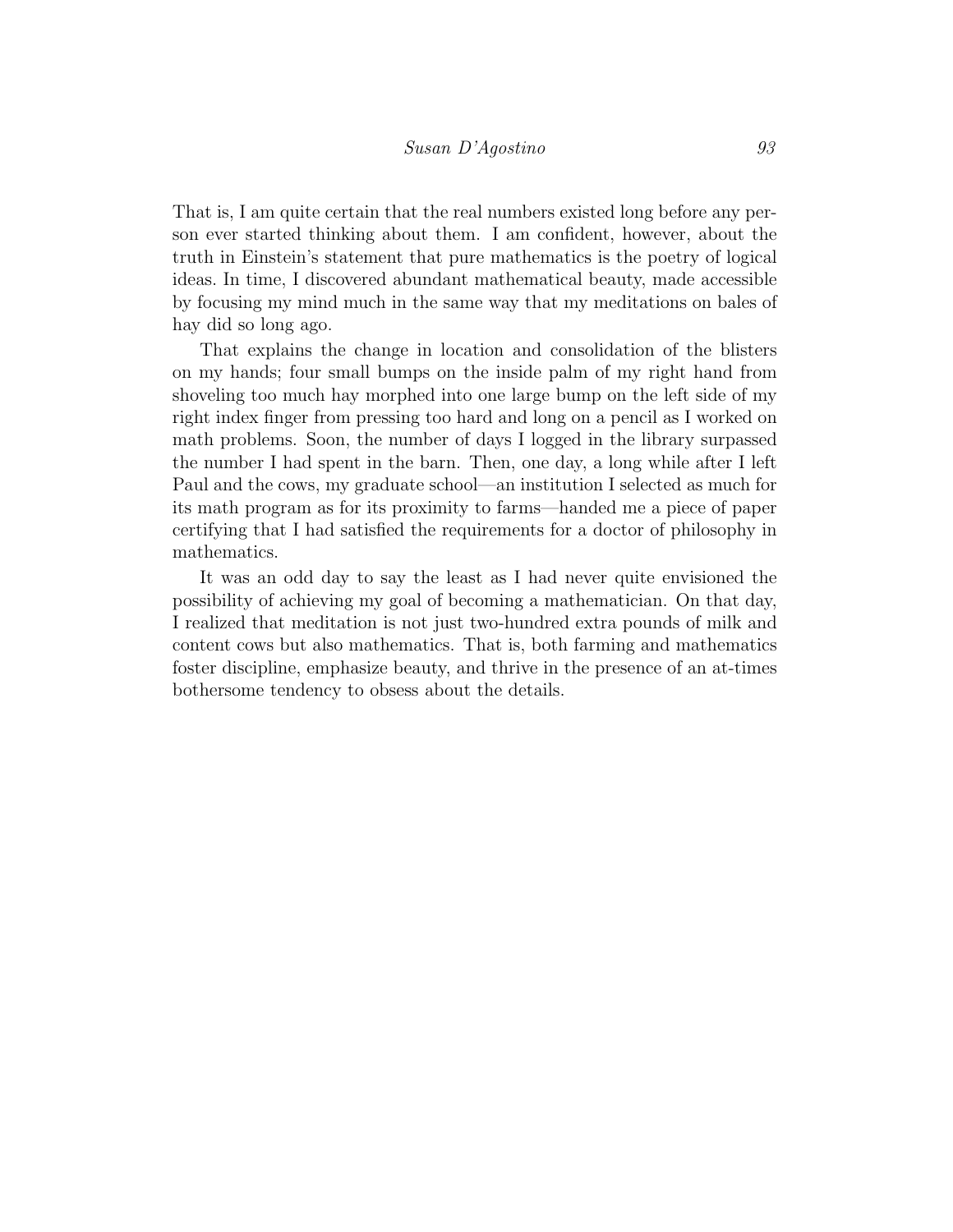That is, I am quite certain that the real numbers existed long before any person ever started thinking about them. I am confident, however, about the truth in Einstein's statement that pure mathematics is the poetry of logical ideas. In time, I discovered abundant mathematical beauty, made accessible by focusing my mind much in the same way that my meditations on bales of hay did so long ago.

That explains the change in location and consolidation of the blisters on my hands; four small bumps on the inside palm of my right hand from shoveling too much hay morphed into one large bump on the left side of my right index finger from pressing too hard and long on a pencil as I worked on math problems. Soon, the number of days I logged in the library surpassed the number I had spent in the barn. Then, one day, a long while after I left Paul and the cows, my graduate school—an institution I selected as much for its math program as for its proximity to farms—handed me a piece of paper certifying that I had satisfied the requirements for a doctor of philosophy in mathematics.

It was an odd day to say the least as I had never quite envisioned the possibility of achieving my goal of becoming a mathematician. On that day, I realized that meditation is not just two-hundred extra pounds of milk and content cows but also mathematics. That is, both farming and mathematics foster discipline, emphasize beauty, and thrive in the presence of an at-times bothersome tendency to obsess about the details.